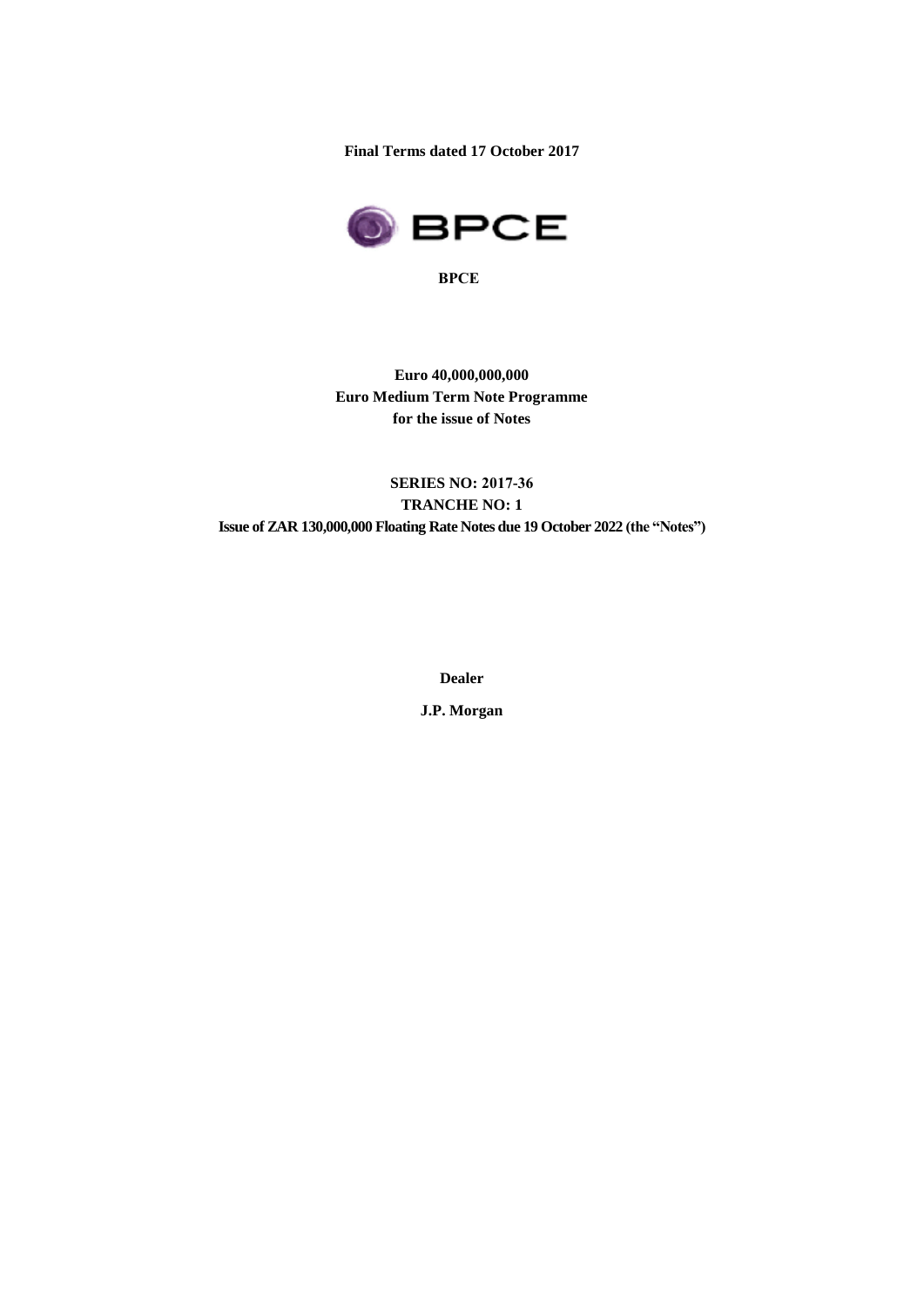**Final Terms dated 17 October 2017**

**BPCE**

**Euro 40,000,000,000**
**Euro Medium Term Note Programme**
**for the issue of Notes**

**SERIES NO: 2017-36**
**TRANCHE NO: 1**
**Issue of ZAR 130,000,000 Floating Rate Notes due 19 October 2022 (the "Notes")**

**Dealer**

**J.P. Morgan**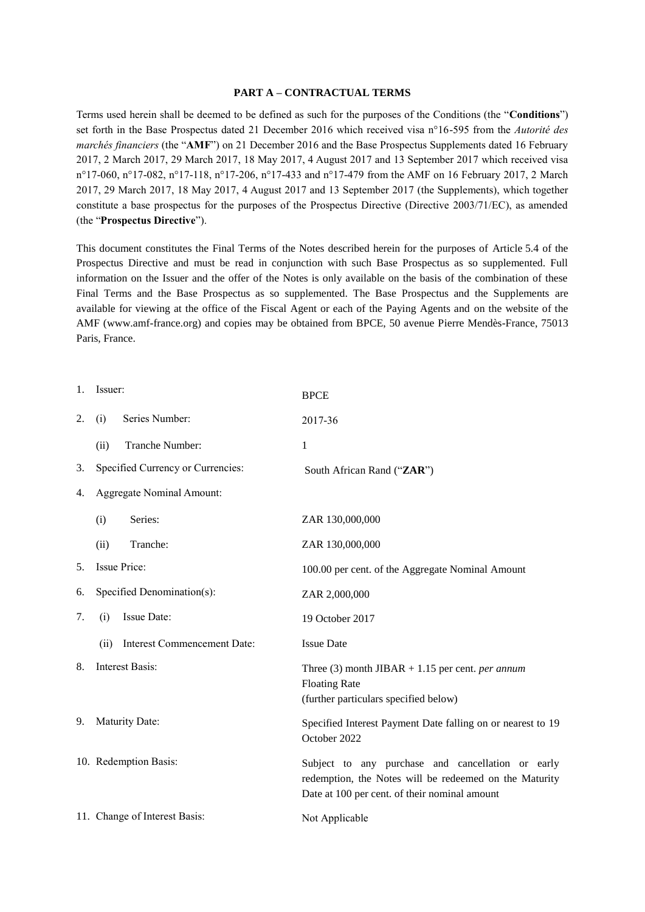## PART A – CONTRACTUAL TERMS

Terms used herein shall be deemed to be defined as such for the purposes of the Conditions (the "**Conditions**") set forth in the Base Prospectus dated 21 December 2016 which received visa n°16-595 from the *Autorité des marchés financiers* (the "**AMF**") on 21 December 2016 and the Base Prospectus Supplements dated 16 February 2017, 2 March 2017, 29 March 2017, 18 May 2017, 4 August 2017 and 13 September 2017 which received visa n°17-060, n°17-082, n°17-118, n°17-206, n°17-433 and n°17-479 from the AMF on 16 February 2017, 2 March 2017, 29 March 2017, 18 May 2017, 4 August 2017 and 13 September 2017 (the Supplements), which together constitute a base prospectus for the purposes of the Prospectus Directive (Directive 2003/71/EC), as amended (the "**Prospectus Directive**").

This document constitutes the Final Terms of the Notes described herein for the purposes of Article 5.4 of the Prospectus Directive and must be read in conjunction with such Base Prospectus as so supplemented. Full information on the Issuer and the offer of the Notes is only available on the basis of the combination of these Final Terms and the Base Prospectus as so supplemented. The Base Prospectus and the Supplements are available for viewing at the office of the Fiscal Agent or each of the Paying Agents and on the website of the AMF (www.amf-france.org) and copies may be obtained from BPCE, 50 avenue Pierre Mendès-France, 75013 Paris, France.

| | |
|---|---|
| 1. Issuer: | BPCE |
| 2. (i) Series Number: | 2017-36 |
| (ii) Tranche Number: | 1 |
| 3. Specified Currency or Currencies: | South African Rand ("**ZAR**") |
| 4. Aggregate Nominal Amount: | |
| (i) Series: | ZAR 130,000,000 |
| (ii) Tranche: | ZAR 130,000,000 |
| 5. Issue Price: | 100.00 per cent. of the Aggregate Nominal Amount |
| 6. Specified Denomination(s): | ZAR 2,000,000 |
| 7. (i) Issue Date: | 19 October 2017 |
| (ii) Interest Commencement Date: | Issue Date |
| 8. Interest Basis: | Three (3) month JIBAR + 1.15 per cent. *per annum* Floating Rate (further particulars specified below) |
| 9. Maturity Date: | Specified Interest Payment Date falling on or nearest to 19 October 2022 |
| 10. Redemption Basis: | Subject to any purchase and cancellation or early redemption, the Notes will be redeemed on the Maturity Date at 100 per cent. of their nominal amount |
| 11. Change of Interest Basis: | Not Applicable |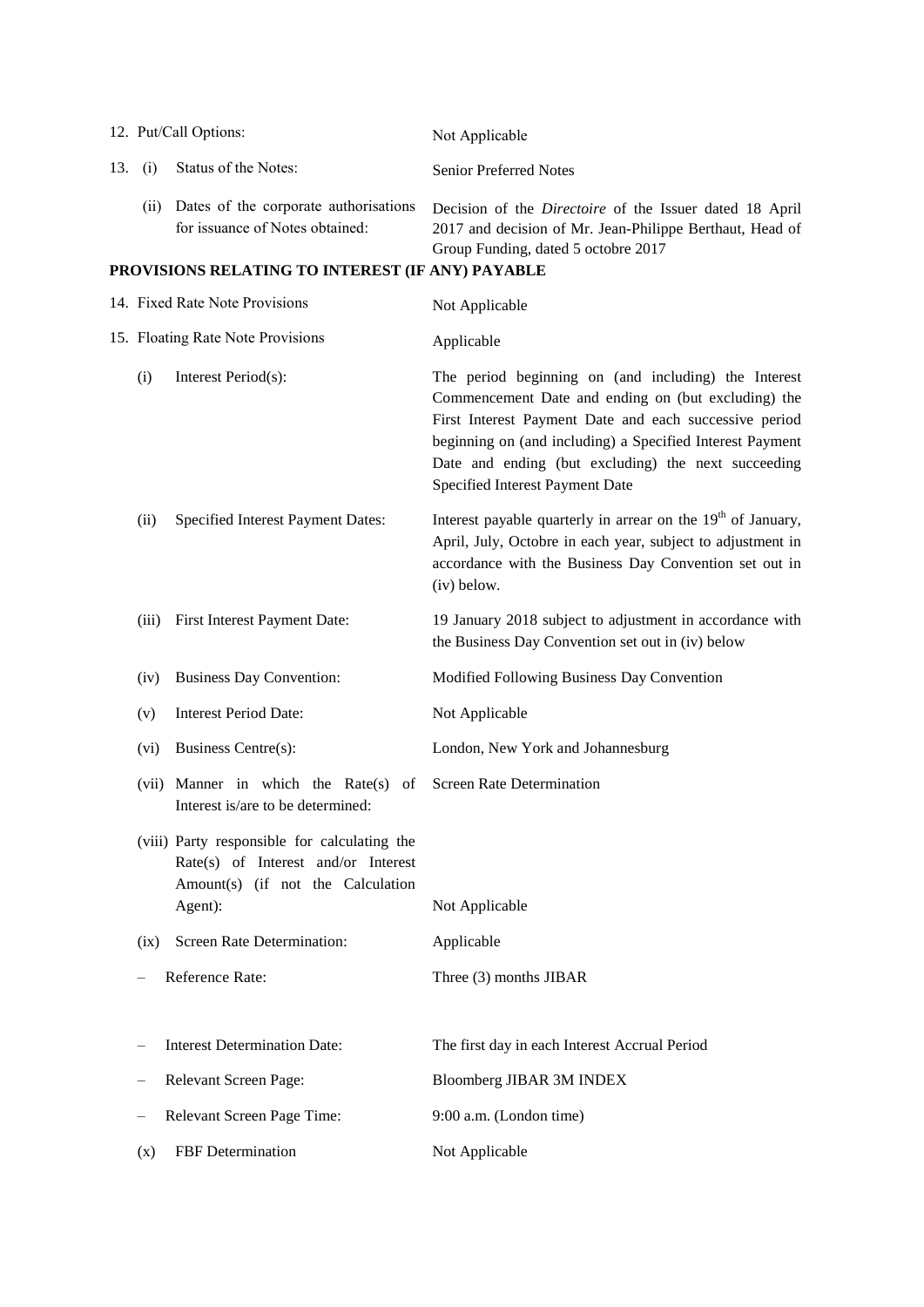| | |
|---|---|
| 12. Put/Call Options: | Not Applicable |
| 13. (i) Status of the Notes: | Senior Preferred Notes |
| (ii) Dates of the corporate authorisations for issuance of Notes obtained: | Decision of the *Directoire* of the Issuer dated 18 April 2017 and decision of Mr. Jean-Philippe Berthaut, Head of Group Funding, dated 5 octobre 2017 |

**PROVISIONS RELATING TO INTEREST (IF ANY) PAYABLE**

| | |
|---|---|
| 14. Fixed Rate Note Provisions | Not Applicable |
| 15. Floating Rate Note Provisions | Applicable |
| (i) Interest Period(s): | The period beginning on (and including) the Interest Commencement Date and ending on (but excluding) the First Interest Payment Date and each successive period beginning on (and including) a Specified Interest Payment Date and ending (but excluding) the next succeeding Specified Interest Payment Date |
| (ii) Specified Interest Payment Dates: | Interest payable quarterly in arrear on the 19[th] of January, April, July, Octobre in each year, subject to adjustment in accordance with the Business Day Convention set out in (iv) below. |
| (iii) First Interest Payment Date: | 19 January 2018 subject to adjustment in accordance with the Business Day Convention set out in (iv) below |
| (iv) Business Day Convention: | Modified Following Business Day Convention |
| (v) Interest Period Date: | Not Applicable |
| (vi) Business Centre(s): | London, New York and Johannesburg |
| (vii) Manner in which the Rate(s) of Interest is/are to be determined: | Screen Rate Determination |
| (viii) Party responsible for calculating the Rate(s) of Interest and/or Interest Amount(s) (if not the Calculation Agent): | Not Applicable |
| (ix) Screen Rate Determination: | Applicable |
| – Reference Rate: | Three (3) months JIBAR |
| – Interest Determination Date: | The first day in each Interest Accrual Period |
| – Relevant Screen Page: | Bloomberg JIBAR 3M INDEX |
| – Relevant Screen Page Time: | 9:00 a.m. (London time) |
| (x) FBF Determination | Not Applicable |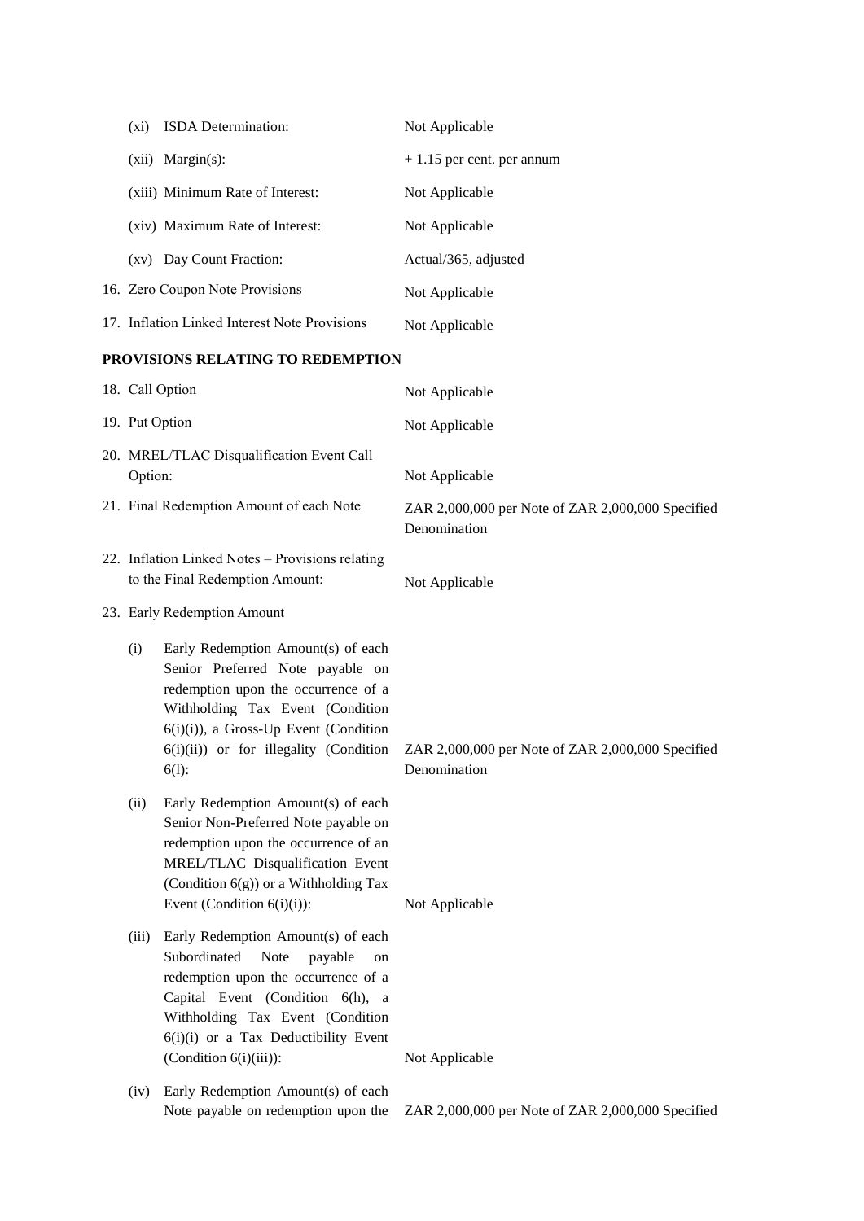| | |
|---|---|
| (xi) ISDA Determination: | Not Applicable |
| (xii) Margin(s): | + 1.15 per cent. per annum |
| (xiii) Minimum Rate of Interest: | Not Applicable |
| (xiv) Maximum Rate of Interest: | Not Applicable |
| (xv) Day Count Fraction: | Actual/365, adjusted |
| 16. Zero Coupon Note Provisions | Not Applicable |
| 17. Inflation Linked Interest Note Provisions | Not Applicable |

**PROVISIONS RELATING TO REDEMPTION**

| | |
|---|---|
| 18. Call Option | Not Applicable |
| 19. Put Option | Not Applicable |
| 20. MREL/TLAC Disqualification Event Call Option: | Not Applicable |
| 21. Final Redemption Amount of each Note | ZAR 2,000,000 per Note of ZAR 2,000,000 Specified Denomination |
| 22. Inflation Linked Notes – Provisions relating to the Final Redemption Amount: | Not Applicable |
| 23. Early Redemption Amount | |
| (i) Early Redemption Amount(s) of each Senior Preferred Note payable on redemption upon the occurrence of a Withholding Tax Event (Condition 6(i)(i)), a Gross-Up Event (Condition 6(i)(ii)) or for illegality (Condition 6(l): | ZAR 2,000,000 per Note of ZAR 2,000,000 Specified Denomination |
| (ii) Early Redemption Amount(s) of each Senior Non-Preferred Note payable on redemption upon the occurrence of an MREL/TLAC Disqualification Event (Condition 6(g)) or a Withholding Tax Event (Condition 6(i)(i)): | Not Applicable |
| (iii) Early Redemption Amount(s) of each Subordinated Note payable on redemption upon the occurrence of a Capital Event (Condition 6(h), a Withholding Tax Event (Condition 6(i)(i) or a Tax Deductibility Event (Condition 6(i)(iii)): | Not Applicable |
| (iv) Early Redemption Amount(s) of each Note payable on redemption upon the | ZAR 2,000,000 per Note of ZAR 2,000,000 Specified |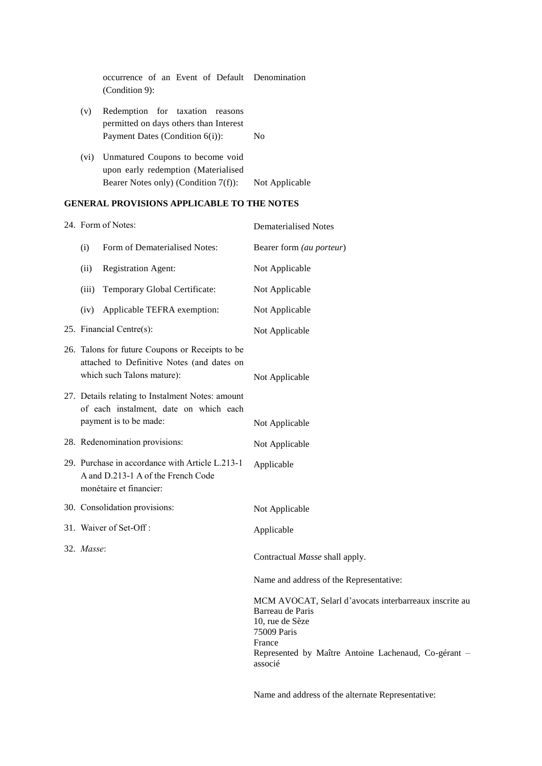| | | |
|---|---|---|
| | occurrence of an Event of Default (Condition 9): | Denomination |
| (v) | Redemption for taxation reasons permitted on days others than Interest Payment Dates (Condition 6(i)): | No |
| (vi) | Unmatured Coupons to become void upon early redemption (Materialised Bearer Notes only) (Condition 7(f)): | Not Applicable |

## GENERAL PROVISIONS APPLICABLE TO THE NOTES

| | | |
|---|---|---|
| 24. | Form of Notes: | Dematerialised Notes |
| (i) | Form of Dematerialised Notes: | Bearer form *(au porteur)* |
| (ii) | Registration Agent: | Not Applicable |
| (iii) | Temporary Global Certificate: | Not Applicable |
| (iv) | Applicable TEFRA exemption: | Not Applicable |
| 25. | Financial Centre(s): | Not Applicable |
| 26. | Talons for future Coupons or Receipts to be attached to Definitive Notes (and dates on which such Talons mature): | Not Applicable |
| 27. | Details relating to Instalment Notes: amount of each instalment, date on which each payment is to be made: | Not Applicable |
| 28. | Redenomination provisions: | Not Applicable |
| 29. | Purchase in accordance with Article L.213-1 A and D.213-1 A of the French Code monétaire et financier: | Applicable |
| 30. | Consolidation provisions: | Not Applicable |
| 31. | Waiver of Set-Off : | Applicable |
| 32. | *Masse*: | Contractual *Masse* shall apply. |

Name and address of the Representative:

MCM AVOCAT, Selarl d'avocats interbarreaux inscrite au Barreau de Paris
10, rue de Sèze
75009 Paris
France
Represented by Maître Antoine Lachenaud, Co-gérant – associé

Name and address of the alternate Representative: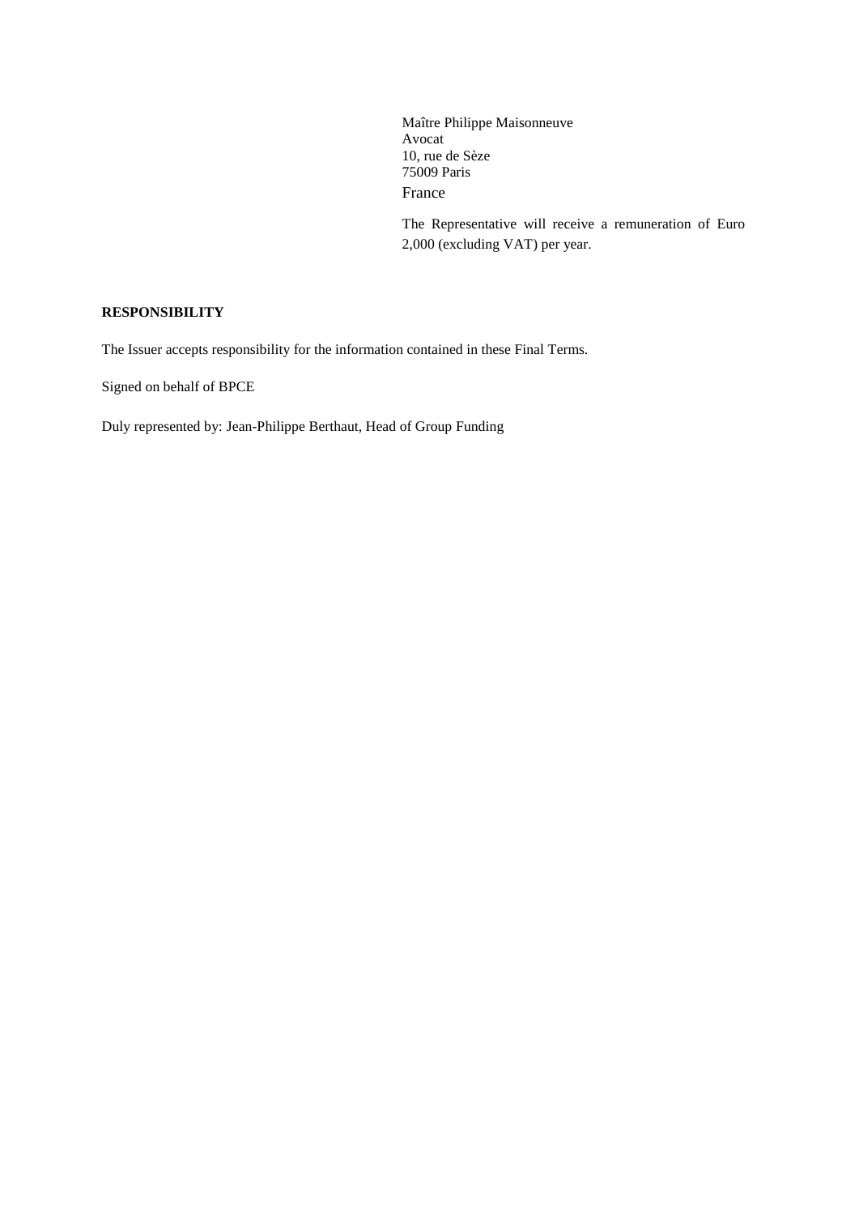Maître Philippe Maisonneuve
Avocat
10, rue de Sèze
75009 Paris
France

The Representative will receive a remuneration of Euro 2,000 (excluding VAT) per year.

**RESPONSIBILITY**

The Issuer accepts responsibility for the information contained in these Final Terms.

Signed on behalf of BPCE

Duly represented by: Jean-Philippe Berthaut, Head of Group Funding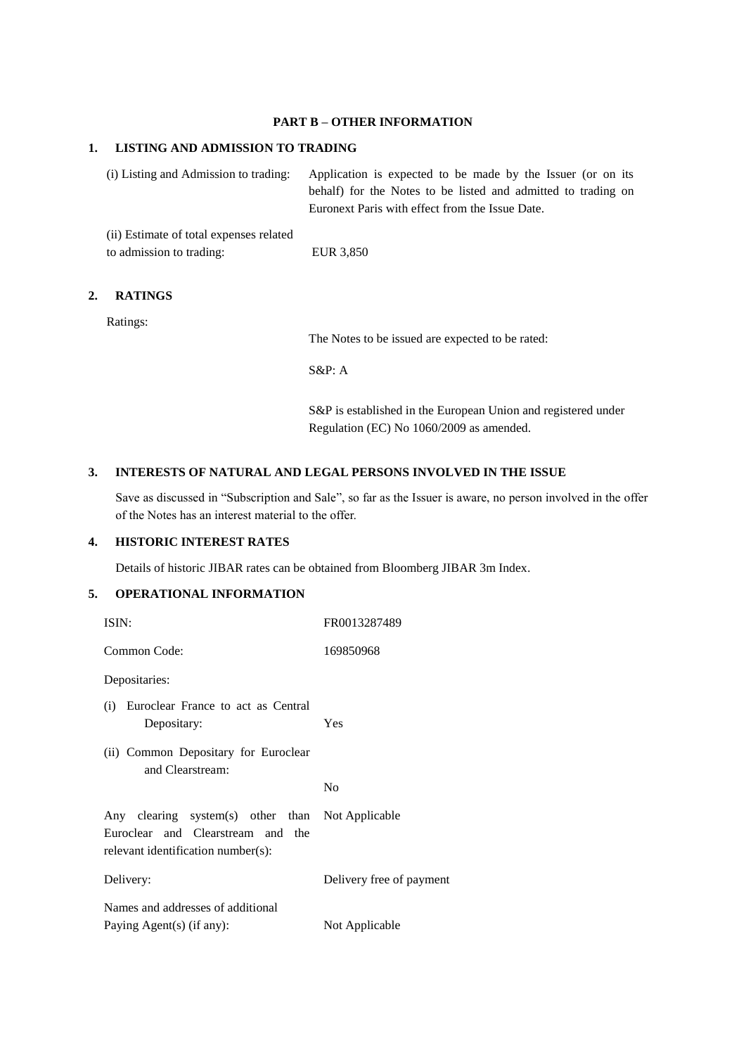## PART B – OTHER INFORMATION

### 1. LISTING AND ADMISSION TO TRADING

| | |
|---|---|
| (i) Listing and Admission to trading: | Application is expected to be made by the Issuer (or on its behalf) for the Notes to be listed and admitted to trading on Euronext Paris with effect from the Issue Date. |
| (ii) Estimate of total expenses related to admission to trading: | EUR 3,850 |

### 2. RATINGS

| | |
|---|---|
| Ratings: | The Notes to be issued are expected to be rated:<br><br>S&P: A<br><br>S&P is established in the European Union and registered under Regulation (EC) No 1060/2009 as amended. |

### 3. INTERESTS OF NATURAL AND LEGAL PERSONS INVOLVED IN THE ISSUE

Save as discussed in "Subscription and Sale", so far as the Issuer is aware, no person involved in the offer of the Notes has an interest material to the offer.

### 4. HISTORIC INTEREST RATES

Details of historic JIBAR rates can be obtained from Bloomberg JIBAR 3m Index.

### 5. OPERATIONAL INFORMATION

| | |
|---|---|
| ISIN: | FR0013287489 |
| Common Code: | 169850968 |
| Depositaries: | |
| (i) Euroclear France to act as Central Depositary: | Yes |
| (ii) Common Depositary for Euroclear and Clearstream: | No |
| Any clearing system(s) other than Euroclear and Clearstream and the relevant identification number(s): | Not Applicable |
| Delivery: | Delivery free of payment |
| Names and addresses of additional Paying Agent(s) (if any): | Not Applicable |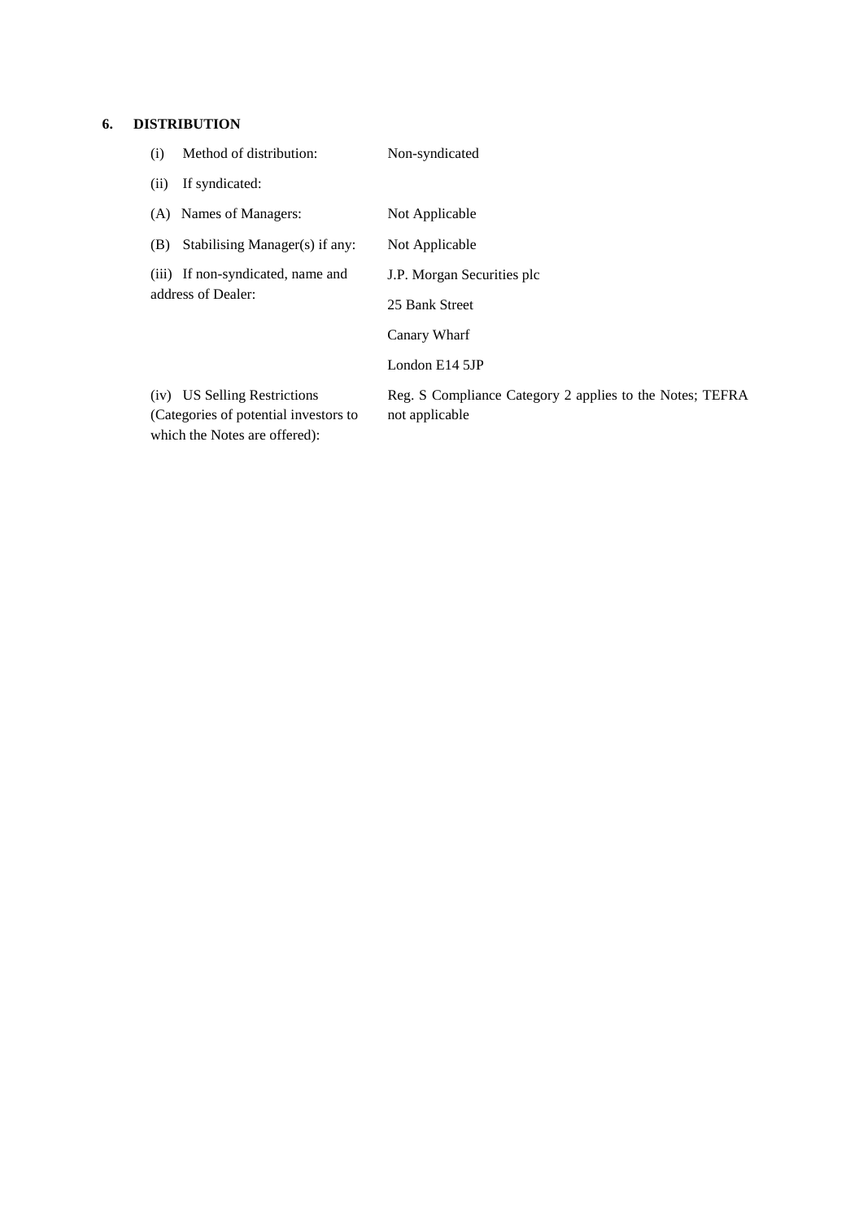## 6. DISTRIBUTION

| | |
|---|---|
| (i) Method of distribution: | Non-syndicated |
| (ii) If syndicated: | |
| (A) Names of Managers: | Not Applicable |
| (B) Stabilising Manager(s) if any: | Not Applicable |
| (iii) If non-syndicated, name and address of Dealer: | J.P. Morgan Securities plc<br>25 Bank Street<br>Canary Wharf<br>London E14 5JP |
| (iv) US Selling Restrictions (Categories of potential investors to which the Notes are offered): | Reg. S Compliance Category 2 applies to the Notes; TEFRA not applicable |